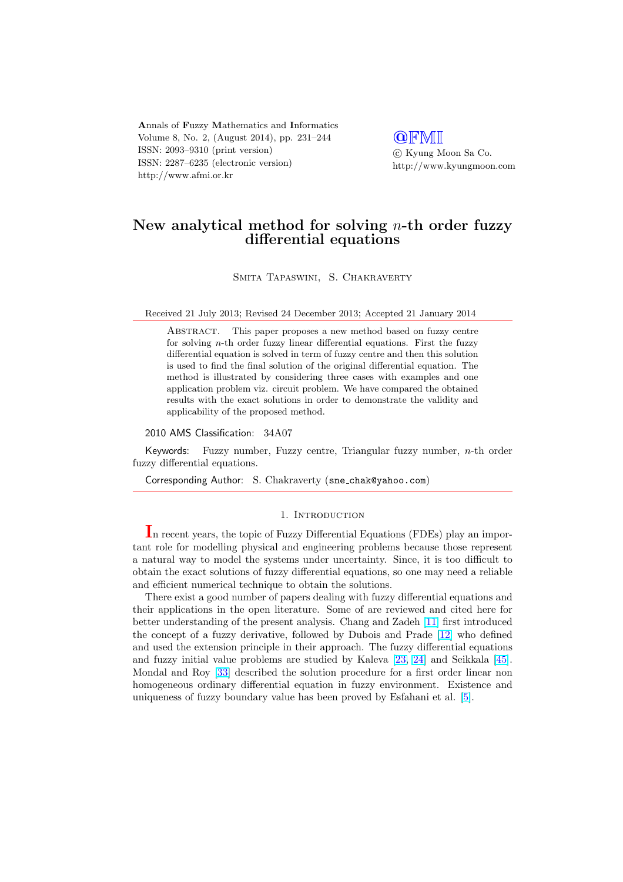Annals of Fuzzy Mathematics and Informatics
Volume 8, No. 2, (August 2014), pp. 231–244
ISSN: 2093–9310 (print version)
ISSN: 2287–6235 (electronic version)
http://www.afmi.or.kr

@FMI
© Kyung Moon Sa Co.
http://www.kyungmoon.com

# New analytical method for solving $n$-th order fuzzy differential equations

Smita Tapaswini, S. Chakraverty

Received 21 July 2013; Revised 24 December 2013; Accepted 21 January 2014

Abstract. This paper proposes a new method based on fuzzy centre for solving $n$-th order fuzzy linear differential equations. First the fuzzy differential equation is solved in term of fuzzy centre and then this solution is used to find the final solution of the original differential equation. The method is illustrated by considering three cases with examples and one application problem viz. circuit problem. We have compared the obtained results with the exact solutions in order to demonstrate the validity and applicability of the proposed method.

2010 AMS Classification: 34A07

Keywords: Fuzzy number, Fuzzy centre, Triangular fuzzy number, $n$-th order fuzzy differential equations.

Corresponding Author: S. Chakraverty (sne_chak@yahoo.com)

## 1. Introduction

In recent years, the topic of Fuzzy Differential Equations (FDEs) play an important role for modelling physical and engineering problems because those represent a natural way to model the systems under uncertainty. Since, it is too difficult to obtain the exact solutions of fuzzy differential equations, so one may need a reliable and efficient numerical technique to obtain the solutions.

There exist a good number of papers dealing with fuzzy differential equations and their applications in the open literature. Some of are reviewed and cited here for better understanding of the present analysis. Chang and Zadeh [11] first introduced the concept of a fuzzy derivative, followed by Dubois and Prade [12] who defined and used the extension principle in their approach. The fuzzy differential equations and fuzzy initial value problems are studied by Kaleva [23, 24] and Seikkala [45]. Mondal and Roy [33] described the solution procedure for a first order linear non homogeneous ordinary differential equation in fuzzy environment. Existence and uniqueness of fuzzy boundary value has been proved by Esfahani et al. [5].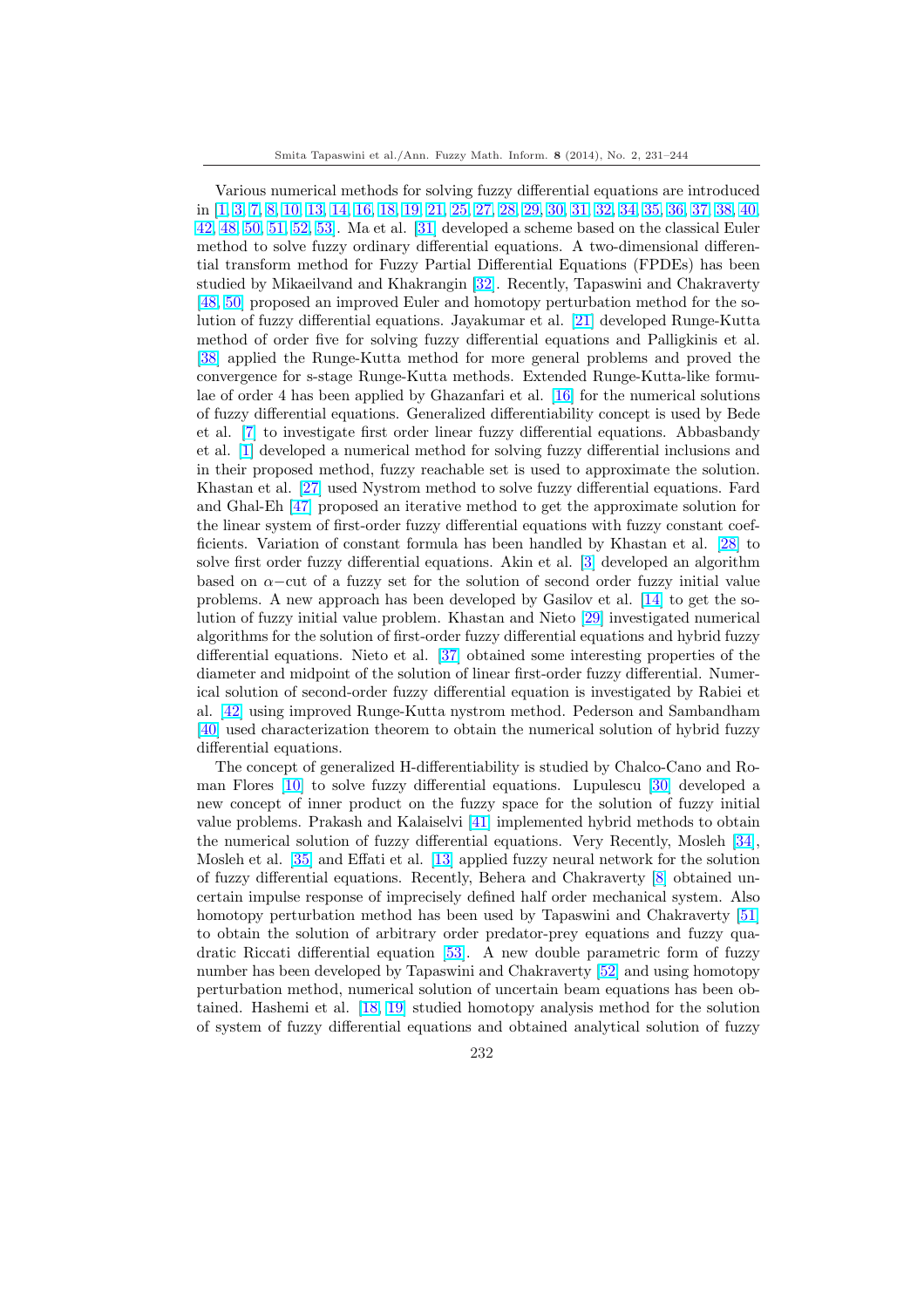Various numerical methods for solving fuzzy differential equations are introduced in [1, 3, 7, 8, 10, 13, 14, 16, 18, 19, 21, 25, 27, 28, 29, 30, 31, 32, 34, 35, 36, 37, 38, 40, 42, 48, 50, 51, 52, 53]. Ma et al. [31] developed a scheme based on the classical Euler method to solve fuzzy ordinary differential equations. A two-dimensional differential transform method for Fuzzy Partial Differential Equations (FPDEs) has been studied by Mikaeilvand and Khakrangin [32]. Recently, Tapaswini and Chakraverty [48, 50] proposed an improved Euler and homotopy perturbation method for the solution of fuzzy differential equations. Jayakumar et al. [21] developed Runge-Kutta method of order five for solving fuzzy differential equations and Palligkinis et al. [38] applied the Runge-Kutta method for more general problems and proved the convergence for s-stage Runge-Kutta methods. Extended Runge-Kutta-like formulae of order 4 has been applied by Ghazanfari et al. [16] for the numerical solutions of fuzzy differential equations. Generalized differentiability concept is used by Bede et al. [7] to investigate first order linear fuzzy differential equations. Abbasbandy et al. [1] developed a numerical method for solving fuzzy differential inclusions and in their proposed method, fuzzy reachable set is used to approximate the solution. Khastan et al. [27] used Nystrom method to solve fuzzy differential equations. Fard and Ghal-Eh [47] proposed an iterative method to get the approximate solution for the linear system of first-order fuzzy differential equations with fuzzy constant coefficients. Variation of constant formula has been handled by Khastan et al. [28] to solve first order fuzzy differential equations. Akin et al. [3] developed an algorithm based on $\alpha-$cut of a fuzzy set for the solution of second order fuzzy initial value problems. A new approach has been developed by Gasilov et al. [14] to get the solution of fuzzy initial value problem. Khastan and Nieto [29] investigated numerical algorithms for the solution of first-order fuzzy differential equations and hybrid fuzzy differential equations. Nieto et al. [37] obtained some interesting properties of the diameter and midpoint of the solution of linear first-order fuzzy differential. Numerical solution of second-order fuzzy differential equation is investigated by Rabiei et al. [42] using improved Runge-Kutta nystrom method. Pederson and Sambandham [40] used characterization theorem to obtain the numerical solution of hybrid fuzzy differential equations.

The concept of generalized H-differentiability is studied by Chalco-Cano and Roman Flores [10] to solve fuzzy differential equations. Lupulescu [30] developed a new concept of inner product on the fuzzy space for the solution of fuzzy initial value problems. Prakash and Kalaiselvi [41] implemented hybrid methods to obtain the numerical solution of fuzzy differential equations. Very Recently, Mosleh [34], Mosleh et al. [35] and Effati et al. [13] applied fuzzy neural network for the solution of fuzzy differential equations. Recently, Behera and Chakraverty [8] obtained uncertain impulse response of imprecisely defined half order mechanical system. Also homotopy perturbation method has been used by Tapaswini and Chakraverty [51] to obtain the solution of arbitrary order predator-prey equations and fuzzy quadratic Riccati differential equation [53]. A new double parametric form of fuzzy number has been developed by Tapaswini and Chakraverty [52] and using homotopy perturbation method, numerical solution of uncertain beam equations has been obtained. Hashemi et al. [18, 19] studied homotopy analysis method for the solution of system of fuzzy differential equations and obtained analytical solution of fuzzy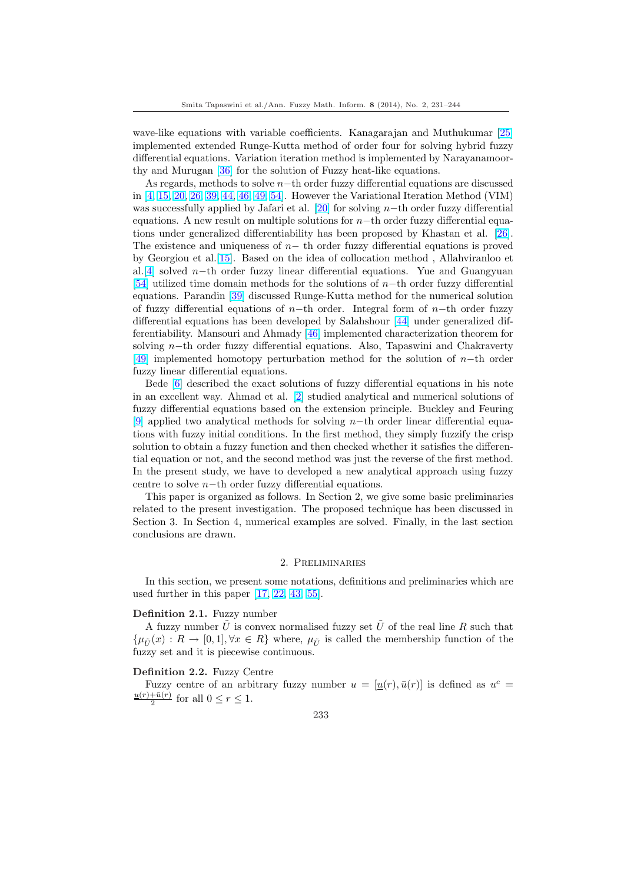wave-like equations with variable coefficients. Kanagarajan and Muthukumar [25] implemented extended Runge-Kutta method of order four for solving hybrid fuzzy differential equations. Variation iteration method is implemented by Narayanamoorthy and Murugan [36] for the solution of Fuzzy heat-like equations.

As regards, methods to solve $n-$th order fuzzy differential equations are discussed in [4, 15, 20, 26, 39, 44, 46, 49, 54]. However the Variational Iteration Method (VIM) was successfully applied by Jafari et al. [20] for solving $n-$th order fuzzy differential equations. A new result on multiple solutions for $n-$th order fuzzy differential equations under generalized differentiability has been proposed by Khastan et al. [26]. The existence and uniqueness of $n-$ th order fuzzy differential equations is proved by Georgiou et al.[15]. Based on the idea of collocation method , Allahviranloo et al.[4] solved $n-$th order fuzzy linear differential equations. Yue and Guangyuan [54] utilized time domain methods for the solutions of $n-$th order fuzzy differential equations. Parandin [39] discussed Runge-Kutta method for the numerical solution of fuzzy differential equations of $n-$th order. Integral form of $n-$th order fuzzy differential equations has been developed by Salahshour [44] under generalized differentiability. Mansouri and Ahmady [46] implemented characterization theorem for solving $n-$th order fuzzy differential equations. Also, Tapaswini and Chakraverty [49] implemented homotopy perturbation method for the solution of $n-$th order fuzzy linear differential equations.

Bede [6] described the exact solutions of fuzzy differential equations in his note in an excellent way. Ahmad et al. [2] studied analytical and numerical solutions of fuzzy differential equations based on the extension principle. Buckley and Feuring [9] applied two analytical methods for solving $n-$th order linear differential equations with fuzzy initial conditions. In the first method, they simply fuzzify the crisp solution to obtain a fuzzy function and then checked whether it satisfies the differential equation or not, and the second method was just the reverse of the first method. In the present study, we have to developed a new analytical approach using fuzzy centre to solve $n-$th order fuzzy differential equations.

This paper is organized as follows. In Section 2, we give some basic preliminaries related to the present investigation. The proposed technique has been discussed in Section 3. In Section 4, numerical examples are solved. Finally, in the last section conclusions are drawn.

## 2. Preliminaries

In this section, we present some notations, definitions and preliminaries which are used further in this paper [17, 22, 43, 55].

**Definition 2.1.** Fuzzy number

A fuzzy number $\tilde{U}$ is convex normalised fuzzy set $\tilde{U}$ of the real line $R$ such that $\{\mu_{\tilde{U}}(x) : R \to [0,1], \forall x \in R\}$ where, $\mu_{\tilde{U}}$ is called the membership function of the fuzzy set and it is piecewise continuous.

**Definition 2.2.** Fuzzy Centre

Fuzzy centre of an arbitrary fuzzy number $u = [\underline{u}(r), \bar{u}(r)]$ is defined as $u^c = \frac{\underline{u}(r)+\bar{u}(r)}{2}$ for all $0 \le r \le 1$.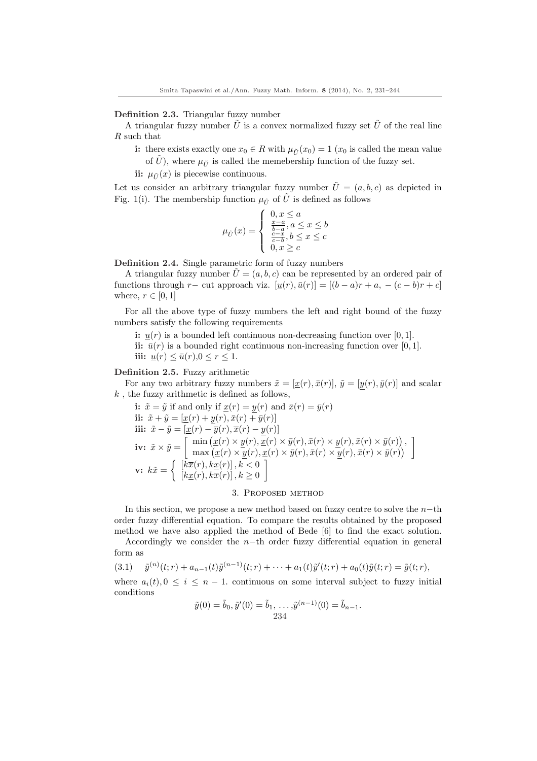**Definition 2.3.** Triangular fuzzy number

A triangular fuzzy number $\tilde{U}$ is a convex normalized fuzzy set $\tilde{U}$ of the real line $R$ such that

**i:** there exists exactly one $x_0 \in R$ with $\mu_{\tilde{U}}(x_0) = 1$ ($x_0$ is called the mean value of $\tilde{U}$), where $\mu_{\tilde{U}}$ is called the memebership function of the fuzzy set.

**ii:** $\mu_{\tilde{U}}(x)$ is piecewise continuous.

Let us consider an arbitrary triangular fuzzy number $\tilde{U} = (a, b, c)$ as depicted in Fig. 1(i). The membership function $\mu_{\tilde{U}}$ of $\tilde{U}$ is defined as follows

$$\mu_{\tilde{U}}(x) = \begin{cases} 0, x \leq a \\ \frac{x-a}{b-a}, a \leq x \leq b \\ \frac{c-x}{c-b}, b \leq x \leq c \\ 0, x \geq c \end{cases}$$

**Definition 2.4.** Single parametric form of fuzzy numbers

A triangular fuzzy number $\tilde{U} = (a, b, c)$ can be represented by an ordered pair of functions through $r-$ cut approach viz. $[\underline{u}(r), \bar{u}(r)] = [(b-a)r + a, \, -(c-b)r + c]$ where, $r \in [0, 1]$

For all the above type of fuzzy numbers the left and right bound of the fuzzy numbers satisfy the following requirements

**i:** $\underline{u}(r)$ is a bounded left continuous non-decreasing function over $[0, 1]$.

**ii:** $\bar{u}(r)$ is a bounded right continuous non-increasing function over $[0, 1]$.

**iii:** $\underline{u}(r) \leq \bar{u}(r), 0 \leq r \leq 1$.

**Definition 2.5.** Fuzzy arithmetic

For any two arbitrary fuzzy numbers $\tilde{x} = [\underline{x}(r), \bar{x}(r)]$, $\tilde{y} = [\underline{y}(r), \bar{y}(r)]$ and scalar $k$ , the fuzzy arithmetic is defined as follows,

**i:** $\tilde{x} = \tilde{y}$ if and only if $\underline{x}(r) = \underline{y}(r)$ and $\bar{x}(r) = \bar{y}(r)$

**ii:** $\tilde{x} + \tilde{y} = [\underline{x}(r) + \underline{y}(r), \bar{x}(r) + \bar{y}(r)]$

**iii:** $\tilde{x} - \tilde{y} = [\underline{x}(r) - \overline{y}(r), \overline{x}(r) - \underline{y}(r)]$

**iv:** $\tilde{x} \times \tilde{y} = \left[ \begin{array}{l} \min\left(\underline{x}(r) \times \underline{y}(r), \underline{x}(r) \times \bar{y}(r), \bar{x}(r) \times \underline{y}(r), \bar{x}(r) \times \bar{y}(r)\right), \\ \max\left(\underline{x}(r) \times \underline{y}(r), \underline{x}(r) \times \bar{y}(r), \bar{x}(r) \times \underline{y}(r), \bar{x}(r) \times \bar{y}(r)\right) \end{array} \right]$

**v:** $k\tilde{x} = \left\{ \begin{array}{l} [k\overline{x}(r), k\underline{x}(r)], k < 0 \\ [k\underline{x}(r), k\overline{x}(r)], k \geq 0 \end{array} \right]$

## 3. Proposed method

In this section, we propose a new method based on fuzzy centre to solve the $n-$th order fuzzy differential equation. To compare the results obtained by the proposed method we have also applied the method of Bede [6] to find the exact solution.

Accordingly we consider the $n-$th order fuzzy differential equation in general form as

$$\tilde{y}^{(n)}(t;r) + a_{n-1}(t)\tilde{y}^{(n-1)}(t;r) + \cdots + a_1(t)\tilde{y}'(t;r) + a_0(t)\tilde{y}(t;r) = \tilde{g}(t;r), \tag{3.1}$$

where $a_i(t), 0 \leq i \leq n-1$. continuous on some interval subject to fuzzy initial conditions

$$\tilde{y}(0) = \tilde{b}_0, \tilde{y}'(0) = \tilde{b}_1, \ldots, \tilde{y}^{(n-1)}(0) = \tilde{b}_{n-1}.$$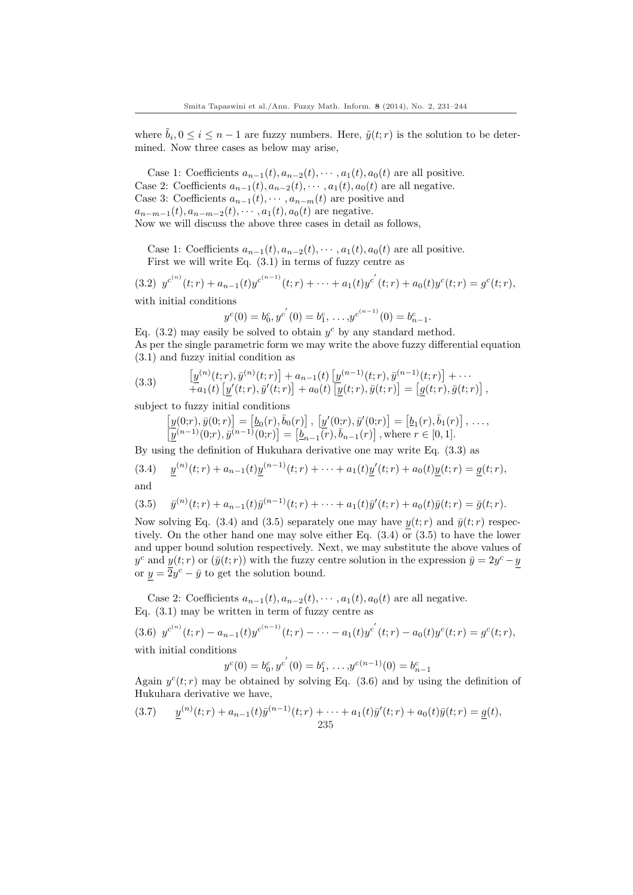where $\tilde{b}_i, 0 \leq i \leq n-1$ are fuzzy numbers. Here, $\tilde{y}(t;r)$ is the solution to be determined. Now three cases as below may arise,

Case 1: Coefficients $a_{n-1}(t), a_{n-2}(t), \cdots, a_1(t), a_0(t)$ are all positive.
Case 2: Coefficients $a_{n-1}(t), a_{n-2}(t), \cdots, a_1(t), a_0(t)$ are all negative.
Case 3: Coefficients $a_{n-1}(t), \cdots, a_{n-m}(t)$ are positive and $a_{n-m-1}(t), a_{n-m-2}(t), \cdots, a_1(t), a_0(t)$ are negative.
Now we will discuss the above three cases in detail as follows,

Case 1: Coefficients $a_{n-1}(t), a_{n-2}(t), \cdots, a_1(t), a_0(t)$ are all positive.
First we will write Eq. (3.1) in terms of fuzzy centre as

$$y^{c^{(n)}}(t;r) + a_{n-1}(t) y^{c^{(n-1)}}(t;r) + \cdots + a_1(t) y^{c^{'}}(t;r) + a_0(t) y^c(t;r) = g^c(t;r), \tag{3.2}$$

with initial conditions

$$y^c(0) = b_0^c, y^{c^{'}}(0) = b_1^c, \ldots, y^{c^{(n-1)}}(0) = b_{n-1}^c.$$

Eq. (3.2) may easily be solved to obtain $y^c$ by any standard method.
As per the single parametric form we may write the above fuzzy differential equation (3.1) and fuzzy initial condition as

$$\begin{array}{l} \left[\underline{y}^{(n)}(t;r), \bar{y}^{(n)}(t;r)\right] + a_{n-1}(t)\left[\underline{y}^{(n-1)}(t;r), \bar{y}^{(n-1)}(t;r)\right] + \cdots \\ + a_1(t)\left[\underline{y}'(t;r), \bar{y}'(t;r)\right] + a_0(t)\left[\underline{y}(t;r), \bar{y}(t;r)\right] = \left[\underline{g}(t;r), \bar{g}(t;r)\right], \end{array} \tag{3.3}$$

subject to fuzzy initial conditions

$$\left[\underline{y}(0;r), \bar{y}(0;r)\right] = \left[\underline{b}_0(r), \bar{b}_0(r)\right], \left[\underline{y}'(0;r), \bar{y}'(0;r)\right] = \left[\underline{b}_1(r), \bar{b}_1(r)\right], \ldots,$$
$$\left[\underline{y}^{(n-1)}(0;r), \bar{y}^{(n-1)}(0;r)\right] = \left[\underline{b}_{n-1}(r), \bar{b}_{n-1}(r)\right], \text{where } r \in [0,1].$$

By using the definition of Hukuhara derivative one may write Eq. (3.3) as

$$\underline{y}^{(n)}(t;r) + a_{n-1}(t)\underline{y}^{(n-1)}(t;r) + \cdots + a_1(t)\underline{y}'(t;r) + a_0(t)\underline{y}(t;r) = \underline{g}(t;r), \tag{3.4}$$

and

$$\bar{y}^{(n)}(t;r) + a_{n-1}(t)\bar{y}^{(n-1)}(t;r) + \cdots + a_1(t)\bar{y}'(t;r) + a_0(t)\bar{y}(t;r) = \bar{g}(t;r). \tag{3.5}$$

Now solving Eq. (3.4) and (3.5) separately one may have $\underline{y}(t;r)$ and $\bar{y}(t;r)$ respectively. On the other hand one may solve either Eq. (3.4) or (3.5) to have the lower and upper bound solution respectively. Next, we may substitute the above values of $y^c$ and $\underline{y}(t;r)$ or $(\bar{y}(t;r))$ with the fuzzy centre solution in the expression $\bar{y} = 2y^c - \underline{y}$ or $\underline{y} = 2y^c - \bar{y}$ to get the solution bound.

Case 2: Coefficients $a_{n-1}(t), a_{n-2}(t), \cdots, a_1(t), a_0(t)$ are all negative.
Eq. (3.1) may be written in term of fuzzy centre as

$$y^{c^{(n)}}(t;r) - a_{n-1}(t) y^{c^{(n-1)}}(t;r) - \cdots - a_1(t) y^{c^{'}}(t;r) - a_0(t) y^c(t;r) = g^c(t;r), \tag{3.6}$$

with initial conditions

$$y^c(0) = b_0^c, y^{c^{'}}(0) = b_1^c, \ldots, y^{c(n-1)}(0) = b_{n-1}^c$$

Again $y^c(t;r)$ may be obtained by solving Eq. (3.6) and by using the definition of Hukuhara derivative we have,

$$\underline{y}^{(n)}(t;r) + a_{n-1}(t)\bar{y}^{(n-1)}(t;r) + \cdots + a_1(t)\bar{y}'(t;r) + a_0(t)\bar{y}(t;r) = \underline{g}(t), \tag{3.7}$$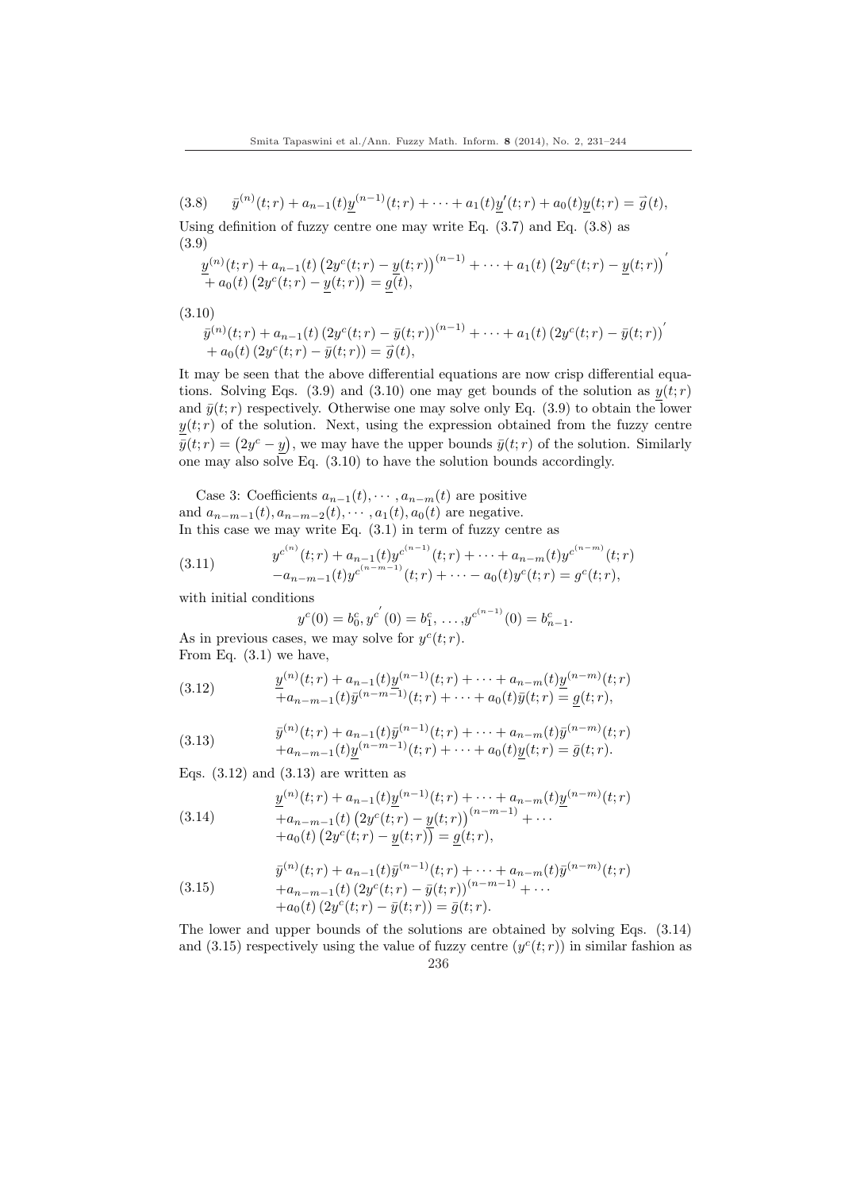$$\bar{y}^{(n)}(t;r) + a_{n-1}(t)\underline{y}^{(n-1)}(t;r) + \cdots + a_1(t)\underline{y}'(t;r) + a_0(t)\underline{y}(t;r) = \vec{g}(t), \tag{3.8}$$

Using definition of fuzzy centre one may write Eq. (3.7) and Eq. (3.8) as

$$\begin{aligned}&\underline{y}^{(n)}(t;r) + a_{n-1}(t)\left(2y^c(t;r) - \underline{y}(t;r)\right)^{(n-1)} + \cdots + a_1(t)\left(2y^c(t;r) - \underline{y}(t;r)\right)' \\ &+ a_0(t)\left(2y^c(t;r) - \underline{y}(t;r)\right) = \underline{g}(t),\end{aligned} \tag{3.9}$$

$$\begin{aligned}&\bar{y}^{(n)}(t;r) + a_{n-1}(t)\left(2y^c(t;r) - \bar{y}(t;r)\right)^{(n-1)} + \cdots + a_1(t)\left(2y^c(t;r) - \bar{y}(t;r)\right)' \\ &+ a_0(t)\left(2y^c(t;r) - \bar{y}(t;r)\right) = \vec{g}(t),\end{aligned} \tag{3.10}$$

It may be seen that the above differential equations are now crisp differential equations. Solving Eqs. (3.9) and (3.10) one may get bounds of the solution as $\underline{y}(t;r)$ and $\bar{y}(t;r)$ respectively. Otherwise one may solve only Eq. (3.9) to obtain the lower $\underline{y}(t;r)$ of the solution. Next, using the expression obtained from the fuzzy centre $\bar{y}(t;r) = \left(2y^c - \underline{y}\right)$, we may have the upper bounds $\bar{y}(t;r)$ of the solution. Similarly one may also solve Eq. (3.10) to have the solution bounds accordingly.

Case 3: Coefficients $a_{n-1}(t), \cdots, a_{n-m}(t)$ are positive and $a_{n-m-1}(t), a_{n-m-2}(t), \cdots, a_1(t), a_0(t)$ are negative.
In this case we may write Eq. (3.1) in term of fuzzy centre as

$$\begin{aligned}&y^{c^{(n)}}(t;r) + a_{n-1}(t)y^{c^{(n-1)}}(t;r) + \cdots + a_{n-m}(t)y^{c^{(n-m)}}(t;r) \\ &- a_{n-m-1}(t)y^{c^{(n-m-1)}}(t;r) + \cdots - a_0(t)y^c(t;r) = g^c(t;r),\end{aligned} \tag{3.11}$$

with initial conditions

$$y^c(0) = b_0^c, y^{c'}(0) = b_1^c, \ldots, y^{c^{(n-1)}}(0) = b_{n-1}^c.$$

As in previous cases, we may solve for $y^c(t;r)$.
From Eq. (3.1) we have,

$$\begin{aligned}&\underline{y}^{(n)}(t;r) + a_{n-1}(t)\underline{y}^{(n-1)}(t;r) + \cdots + a_{n-m}(t)\underline{y}^{(n-m)}(t;r) \\ &+ a_{n-m-1}(t)\bar{y}^{(n-m-1)}(t;r) + \cdots + a_0(t)\bar{y}(t;r) = \underline{g}(t;r),\end{aligned} \tag{3.12}$$

$$\begin{aligned}&\bar{y}^{(n)}(t;r) + a_{n-1}(t)\bar{y}^{(n-1)}(t;r) + \cdots + a_{n-m}(t)\bar{y}^{(n-m)}(t;r) \\ &+ a_{n-m-1}(t)\underline{y}^{(n-m-1)}(t;r) + \cdots + a_0(t)\underline{y}(t;r) = \bar{g}(t;r).\end{aligned} \tag{3.13}$$

Eqs. (3.12) and (3.13) are written as

$$\begin{aligned}&\underline{y}^{(n)}(t;r) + a_{n-1}(t)\underline{y}^{(n-1)}(t;r) + \cdots + a_{n-m}(t)\underline{y}^{(n-m)}(t;r) \\ &+ a_{n-m-1}(t)\left(2y^c(t;r) - \underline{y}(t;r)\right)^{(n-m-1)} + \cdots \\ &+ a_0(t)\left(2y^c(t;r) - \underline{y}(t;r)\right) = \underline{g}(t;r),\end{aligned} \tag{3.14}$$

$$\begin{aligned}&\bar{y}^{(n)}(t;r) + a_{n-1}(t)\bar{y}^{(n-1)}(t;r) + \cdots + a_{n-m}(t)\bar{y}^{(n-m)}(t;r) \\ &+ a_{n-m-1}(t)\left(2y^c(t;r) - \bar{y}(t;r)\right)^{(n-m-1)} + \cdots \\ &+ a_0(t)\left(2y^c(t;r) - \bar{y}(t;r)\right) = \bar{g}(t;r).\end{aligned} \tag{3.15}$$

The lower and upper bounds of the solutions are obtained by solving Eqs. (3.14) and (3.15) respectively using the value of fuzzy centre ($y^c(t;r)$) in similar fashion as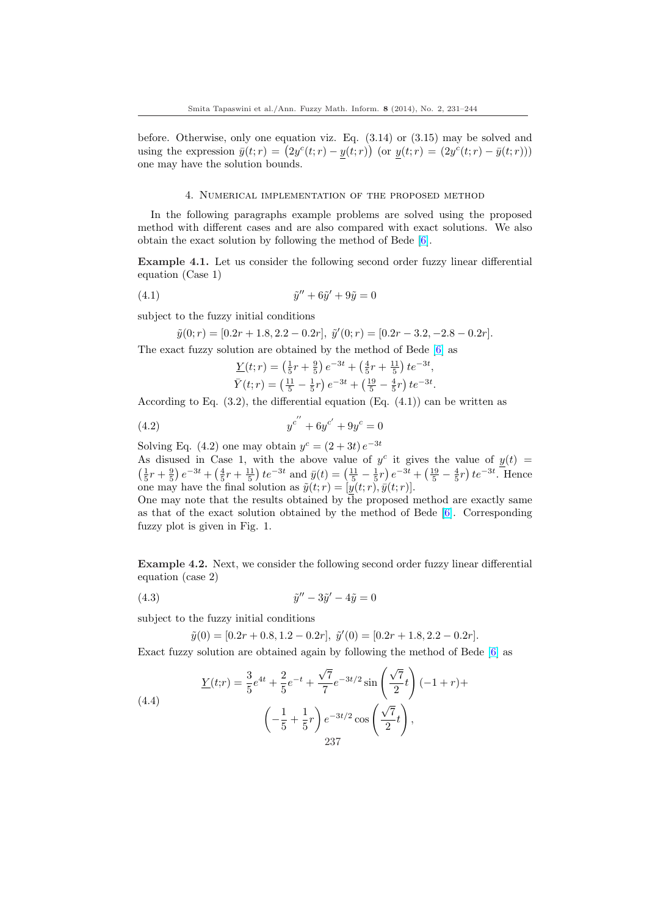before. Otherwise, only one equation viz. Eq. (3.14) or (3.15) may be solved and using the expression $\bar{y}(t;r) = \left(2y^c(t;r) - \underline{y}(t;r)\right)$ (or $\underline{y}(t;r) = (2y^c(t;r) - \bar{y}(t;r))$) one may have the solution bounds.

## 4. Numerical implementation of the proposed method

In the following paragraphs example problems are solved using the proposed method with different cases and are also compared with exact solutions. We also obtain the exact solution by following the method of Bede [6].

**Example 4.1.** Let us consider the following second order fuzzy linear differential equation (Case 1)

$$\tilde{y}'' + 6\tilde{y}' + 9\tilde{y} = 0 \tag{4.1}$$

subject to the fuzzy initial conditions

$$\tilde{y}(0;r) = [0.2r + 1.8, 2.2 - 0.2r],\ \tilde{y}'(0;r) = [0.2r - 3.2, -2.8 - 0.2r].$$

The exact fuzzy solution are obtained by the method of Bede [6] as

$$\underline{Y}(t;r) = \left(\tfrac{1}{5}r + \tfrac{9}{5}\right)e^{-3t} + \left(\tfrac{4}{5}r + \tfrac{11}{5}\right)te^{-3t},$$
$$\bar{Y}(t;r) = \left(\tfrac{11}{5} - \tfrac{1}{5}r\right)e^{-3t} + \left(\tfrac{19}{5} - \tfrac{4}{5}r\right)te^{-3t}.$$

According to Eq. (3.2), the differential equation (Eq. (4.1)) can be written as

$$y^{c''} + 6y^{c'} + 9y^c = 0 \tag{4.2}$$

Solving Eq. (4.2) one may obtain $y^c = (2 + 3t)\,e^{-3t}$
As disused in Case 1, with the above value of $y^c$ it gives the value of $\underline{y}(t) = \left(\frac{1}{5}r + \frac{9}{5}\right)e^{-3t} + \left(\frac{4}{5}r + \frac{11}{5}\right)te^{-3t}$ and $\bar{y}(t) = \left(\frac{11}{5} - \frac{1}{5}r\right)e^{-3t} + \left(\frac{19}{5} - \frac{4}{5}r\right)te^{-3t}$. Hence one may have the final solution as $\tilde{y}(t;r) = [\underline{y}(t;r), \bar{y}(t;r)]$.
One may note that the results obtained by the proposed method are exactly same as that of the exact solution obtained by the method of Bede [6]. Corresponding fuzzy plot is given in Fig. 1.

**Example 4.2.** Next, we consider the following second order fuzzy linear differential equation (case 2)

$$\tilde{y}'' - 3\tilde{y}' - 4\tilde{y} = 0 \tag{4.3}$$

subject to the fuzzy initial conditions

$$\tilde{y}(0) = [0.2r + 0.8, 1.2 - 0.2r],\ \tilde{y}'(0) = [0.2r + 1.8, 2.2 - 0.2r].$$

Exact fuzzy solution are obtained again by following the method of Bede [6] as

$$\begin{aligned}\underline{Y}(t;r) = \frac{3}{5}e^{4t} + \frac{2}{5}e^{-t} + \frac{\sqrt{7}}{7}e^{-3t/2}\sin\left(\frac{\sqrt{7}}{2}t\right)(-1 + r) +& \\ \left(-\frac{1}{5} + \frac{1}{5}r\right)e^{-3t/2}\cos\left(\frac{\sqrt{7}}{2}t\right),&\end{aligned} \tag{4.4}$$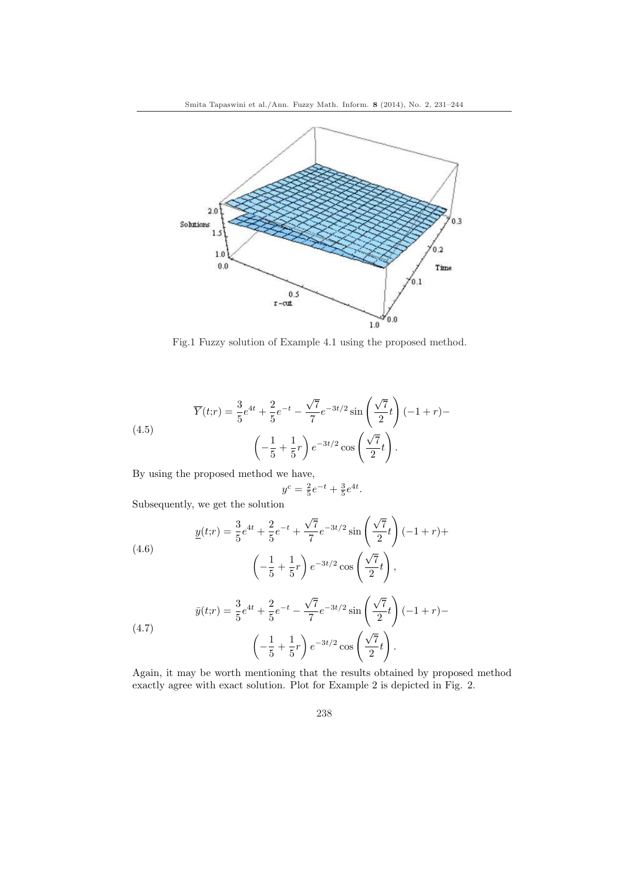Fig.1 Fuzzy solution of Example 4.1 using the proposed method.

$$\overline{Y}(t;r) = \frac{3}{5}e^{4t} + \frac{2}{5}e^{-t} - \frac{\sqrt{7}}{7}e^{-3t/2}\sin\left(\frac{\sqrt{7}}{2}t\right)(-1+r) - \left(-\frac{1}{5}+\frac{1}{5}r\right)e^{-3t/2}\cos\left(\frac{\sqrt{7}}{2}t\right). \tag{4.5}$$

By using the proposed method we have,

$$y^c = \tfrac{2}{5}e^{-t} + \tfrac{3}{5}e^{4t}.$$

Subsequently, we get the solution

$$\underline{y}(t;r) = \frac{3}{5}e^{4t} + \frac{2}{5}e^{-t} + \frac{\sqrt{7}}{7}e^{-3t/2}\sin\left(\frac{\sqrt{7}}{2}t\right)(-1+r) + \left(-\frac{1}{5}+\frac{1}{5}r\right)e^{-3t/2}\cos\left(\frac{\sqrt{7}}{2}t\right), \tag{4.6}$$

$$\bar{y}(t;r) = \frac{3}{5}e^{4t} + \frac{2}{5}e^{-t} - \frac{\sqrt{7}}{7}e^{-3t/2}\sin\left(\frac{\sqrt{7}}{2}t\right)(-1+r) - \left(-\frac{1}{5}+\frac{1}{5}r\right)e^{-3t/2}\cos\left(\frac{\sqrt{7}}{2}t\right). \tag{4.7}$$

Again, it may be worth mentioning that the results obtained by proposed method exactly agree with exact solution. Plot for Example 2 is depicted in Fig. 2.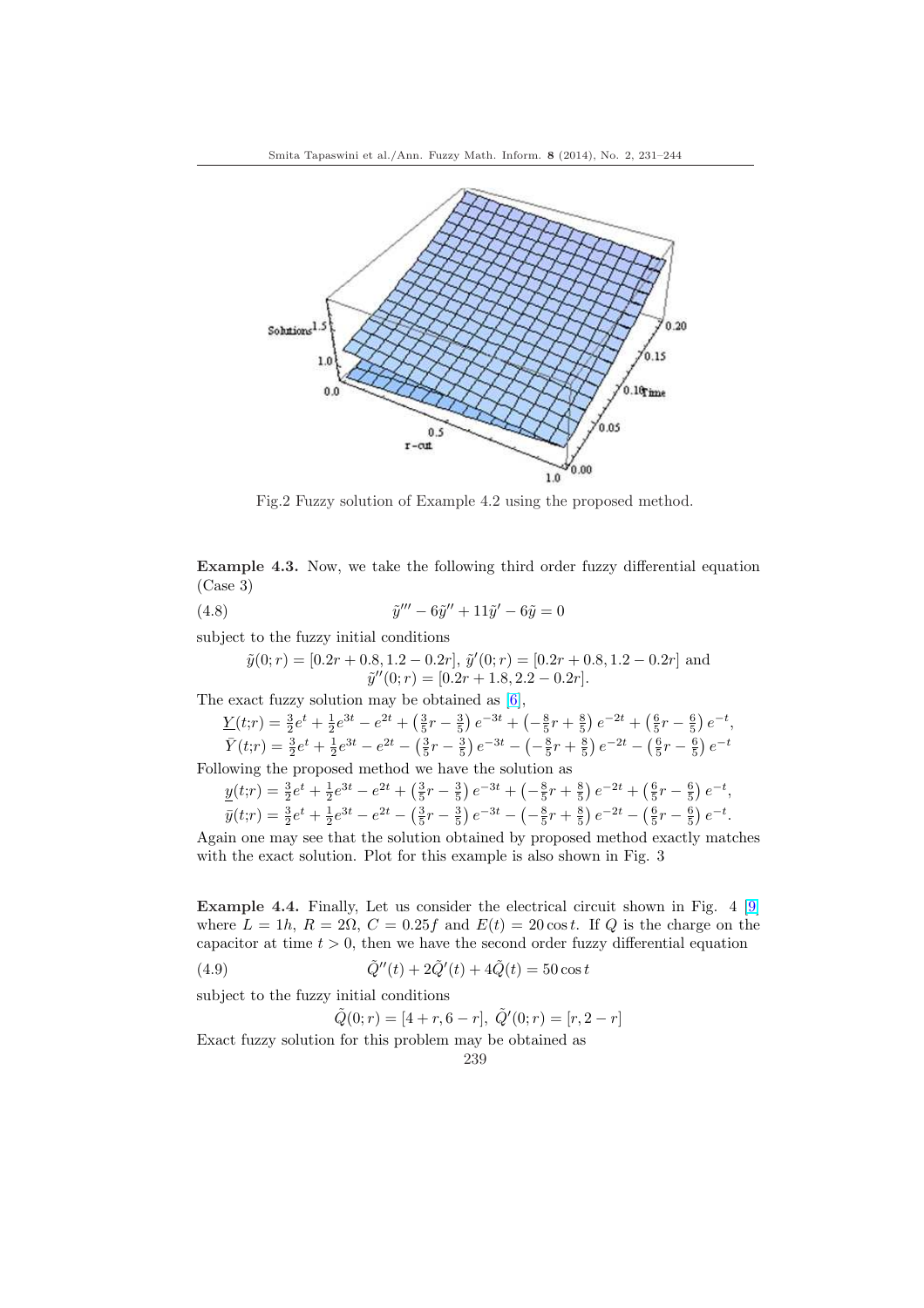Fig.2 Fuzzy solution of Example 4.2 using the proposed method.

**Example 4.3.** Now, we take the following third order fuzzy differential equation (Case 3)

$$\tilde{y}''' - 6\tilde{y}'' + 11\tilde{y}' - 6\tilde{y} = 0 \tag{4.8}$$

subject to the fuzzy initial conditions

$$\tilde{y}(0;r) = [0.2r + 0.8, 1.2 - 0.2r],\ \tilde{y}'(0;r) = [0.2r + 0.8, 1.2 - 0.2r] \text{ and } \tilde{y}''(0;r) = [0.2r + 1.8, 2.2 - 0.2r].$$

The exact fuzzy solution may be obtained as [6],

$$\underline{Y}(t;r) = \tfrac{3}{2}e^{t} + \tfrac{1}{2}e^{3t} - e^{2t} + \left(\tfrac{3}{5}r - \tfrac{3}{5}\right)e^{-3t} + \left(-\tfrac{8}{5}r + \tfrac{8}{5}\right)e^{-2t} + \left(\tfrac{6}{5}r - \tfrac{6}{5}\right)e^{-t},$$

$$\bar{Y}(t;r) = \tfrac{3}{2}e^{t} + \tfrac{1}{2}e^{3t} - e^{2t} - \left(\tfrac{3}{5}r - \tfrac{3}{5}\right)e^{-3t} - \left(-\tfrac{8}{5}r + \tfrac{8}{5}\right)e^{-2t} - \left(\tfrac{6}{5}r - \tfrac{6}{5}\right)e^{-t}$$

Following the proposed method we have the solution as

$$\underline{y}(t;r) = \tfrac{3}{2}e^{t} + \tfrac{1}{2}e^{3t} - e^{2t} + \left(\tfrac{3}{5}r - \tfrac{3}{5}\right)e^{-3t} + \left(-\tfrac{8}{5}r + \tfrac{8}{5}\right)e^{-2t} + \left(\tfrac{6}{5}r - \tfrac{6}{5}\right)e^{-t},$$

$$\bar{y}(t;r) = \tfrac{3}{2}e^{t} + \tfrac{1}{2}e^{3t} - e^{2t} - \left(\tfrac{3}{5}r - \tfrac{3}{5}\right)e^{-3t} - \left(-\tfrac{8}{5}r + \tfrac{8}{5}\right)e^{-2t} - \left(\tfrac{6}{5}r - \tfrac{6}{5}\right)e^{-t}.$$

Again one may see that the solution obtained by proposed method exactly matches with the exact solution. Plot for this example is also shown in Fig. 3

**Example 4.4.** Finally, Let us consider the electrical circuit shown in Fig. 4 [9] where $L = 1h$, $R = 2\Omega$, $C = 0.25f$ and $E(t) = 20\cos t$. If $Q$ is the charge on the capacitor at time $t > 0$, then we have the second order fuzzy differential equation

$$\tilde{Q}''(t) + 2\tilde{Q}'(t) + 4\tilde{Q}(t) = 50\cos t \tag{4.9}$$

subject to the fuzzy initial conditions

$$\tilde{Q}(0;r) = [4 + r, 6 - r],\ \tilde{Q}'(0;r) = [r, 2 - r]$$

Exact fuzzy solution for this problem may be obtained as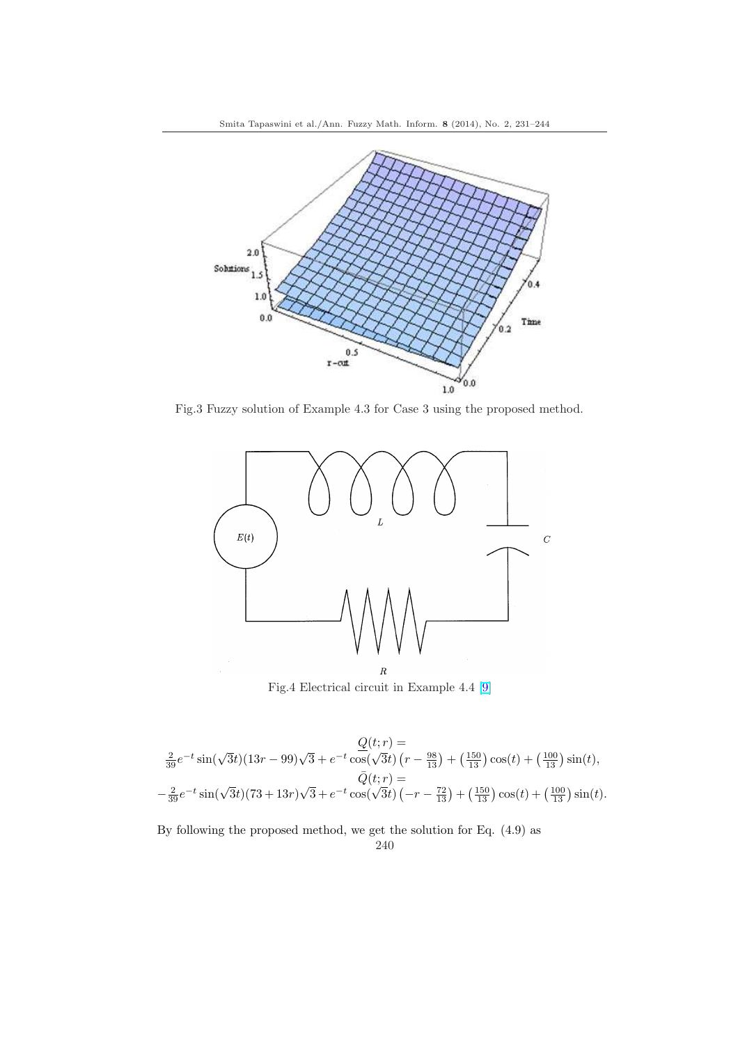Fig.3 Fuzzy solution of Example 4.3 for Case 3 using the proposed method.

Fig.4 Electrical circuit in Example 4.4 [9]

$$\underline{Q}(t;r) =$$
$$\frac{2}{39}e^{-t}\sin(\sqrt{3}t)(13r-99)\sqrt{3} + e^{-t}\cos(\sqrt{3}t)\left(r - \frac{98}{13}\right) + \left(\frac{150}{13}\right)\cos(t) + \left(\frac{100}{13}\right)\sin(t),$$
$$\bar{Q}(t;r) =$$
$$-\frac{2}{39}e^{-t}\sin(\sqrt{3}t)(73+13r)\sqrt{3} + e^{-t}\cos(\sqrt{3}t)\left(-r - \frac{72}{13}\right) + \left(\frac{150}{13}\right)\cos(t) + \left(\frac{100}{13}\right)\sin(t).$$

By following the proposed method, we get the solution for Eq. (4.9) as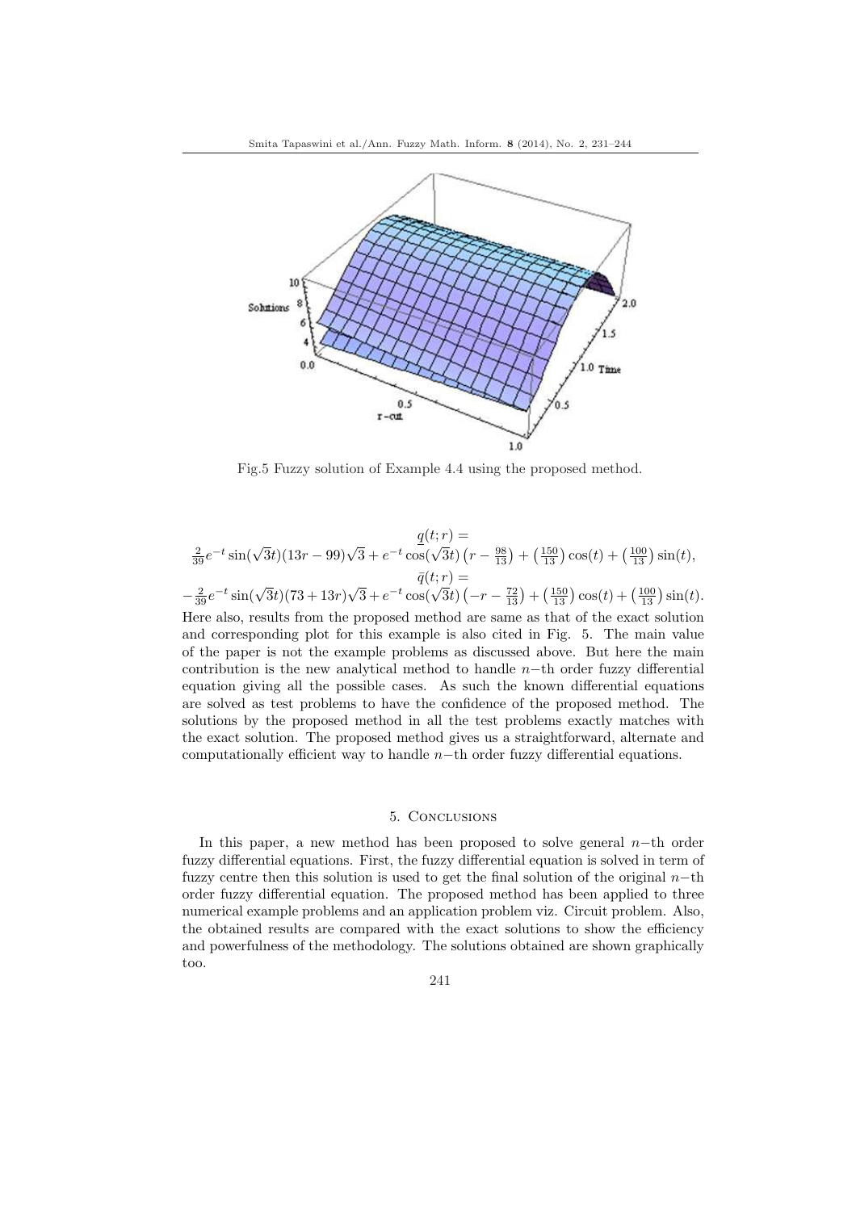Fig.5 Fuzzy solution of Example 4.4 using the proposed method.

$$\underline{q}(t;r) =$$
$$\frac{2}{39}e^{-t}\sin(\sqrt{3}t)(13r-99)\sqrt{3} + e^{-t}\cos(\sqrt{3}t)\left(r - \frac{98}{13}\right) + \left(\frac{150}{13}\right)\cos(t) + \left(\frac{100}{13}\right)\sin(t),$$
$$\bar{q}(t;r) =$$
$$-\frac{2}{39}e^{-t}\sin(\sqrt{3}t)(73+13r)\sqrt{3} + e^{-t}\cos(\sqrt{3}t)\left(-r - \frac{72}{13}\right) + \left(\frac{150}{13}\right)\cos(t) + \left(\frac{100}{13}\right)\sin(t).$$

Here also, results from the proposed method are same as that of the exact solution and corresponding plot for this example is also cited in Fig. 5. The main value of the paper is not the example problems as discussed above. But here the main contribution is the new analytical method to handle $n-$th order fuzzy differential equation giving all the possible cases. As such the known differential equations are solved as test problems to have the confidence of the proposed method. The solutions by the proposed method in all the test problems exactly matches with the exact solution. The proposed method gives us a straightforward, alternate and computationally efficient way to handle $n-$th order fuzzy differential equations.

## 5. Conclusions

In this paper, a new method has been proposed to solve general $n-$th order fuzzy differential equations. First, the fuzzy differential equation is solved in term of fuzzy centre then this solution is used to get the final solution of the original $n-$th order fuzzy differential equation. The proposed method has been applied to three numerical example problems and an application problem viz. Circuit problem. Also, the obtained results are compared with the exact solutions to show the efficiency and powerfulness of the methodology. The solutions obtained are shown graphically too.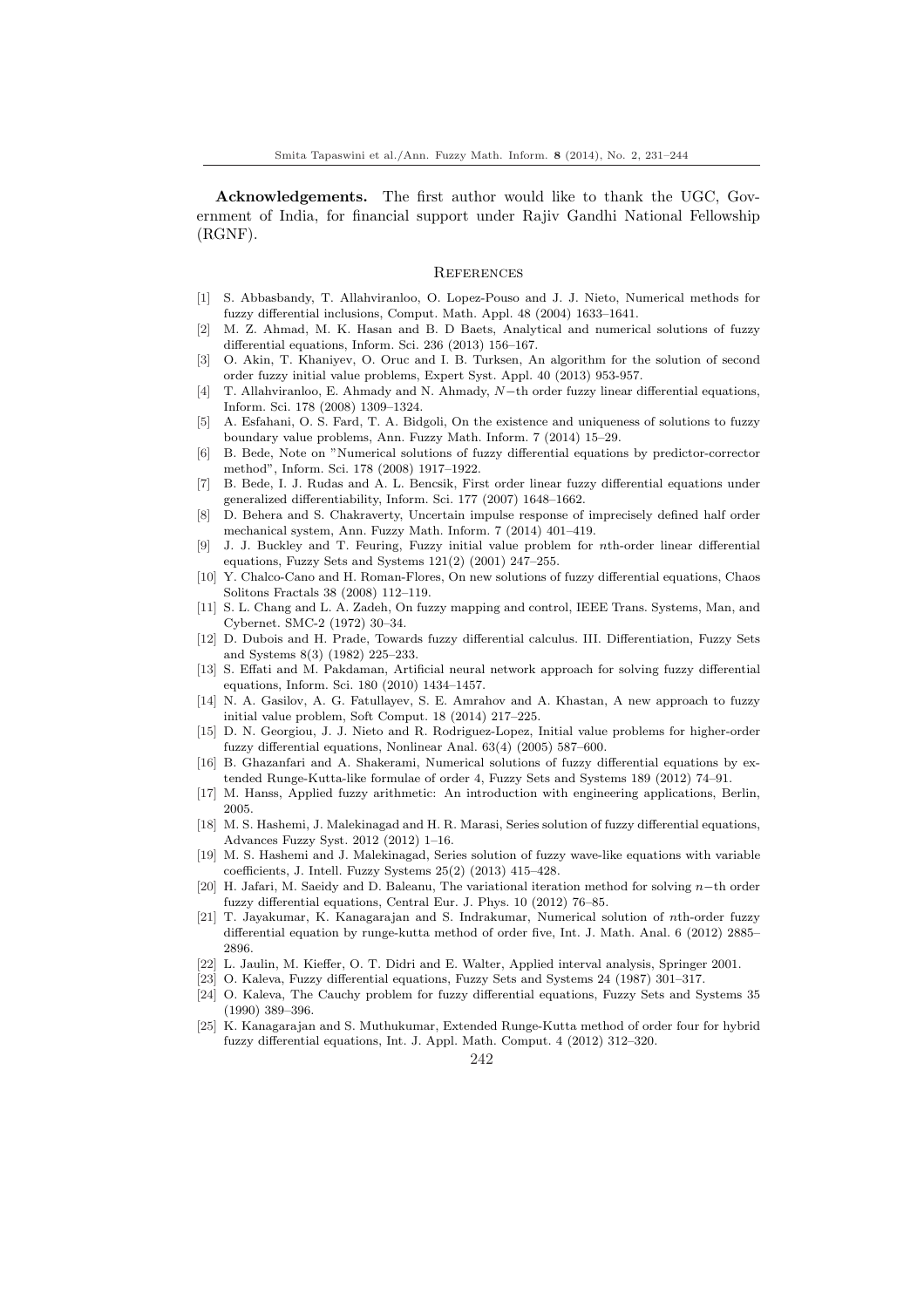**Acknowledgements.** The first author would like to thank the UGC, Government of India, for financial support under Rajiv Gandhi National Fellowship (RGNF).

## References

[1] S. Abbasbandy, T. Allahviranloo, O. Lopez-Pouso and J. J. Nieto, Numerical methods for fuzzy differential inclusions, Comput. Math. Appl. 48 (2004) 1633–1641.

[2] M. Z. Ahmad, M. K. Hasan and B. D Baets, Analytical and numerical solutions of fuzzy differential equations, Inform. Sci. 236 (2013) 156–167.

[3] O. Akin, T. Khaniyev, O. Oruc and I. B. Turksen, An algorithm for the solution of second order fuzzy initial value problems, Expert Syst. Appl. 40 (2013) 953-957.

[4] T. Allahviranloo, E. Ahmady and N. Ahmady, $N-$th order fuzzy linear differential equations, Inform. Sci. 178 (2008) 1309–1324.

[5] A. Esfahani, O. S. Fard, T. A. Bidgoli, On the existence and uniqueness of solutions to fuzzy boundary value problems, Ann. Fuzzy Math. Inform. 7 (2014) 15–29.

[6] B. Bede, Note on "Numerical solutions of fuzzy differential equations by predictor-corrector method", Inform. Sci. 178 (2008) 1917–1922.

[7] B. Bede, I. J. Rudas and A. L. Bencsik, First order linear fuzzy differential equations under generalized differentiability, Inform. Sci. 177 (2007) 1648–1662.

[8] D. Behera and S. Chakraverty, Uncertain impulse response of imprecisely defined half order mechanical system, Ann. Fuzzy Math. Inform. 7 (2014) 401–419.

[9] J. J. Buckley and T. Feuring, Fuzzy initial value problem for $n$th-order linear differential equations, Fuzzy Sets and Systems 121(2) (2001) 247–255.

[10] Y. Chalco-Cano and H. Roman-Flores, On new solutions of fuzzy differential equations, Chaos Solitons Fractals 38 (2008) 112–119.

[11] S. L. Chang and L. A. Zadeh, On fuzzy mapping and control, IEEE Trans. Systems, Man, and Cybernet. SMC-2 (1972) 30–34.

[12] D. Dubois and H. Prade, Towards fuzzy differential calculus. III. Differentiation, Fuzzy Sets and Systems 8(3) (1982) 225–233.

[13] S. Effati and M. Pakdaman, Artificial neural network approach for solving fuzzy differential equations, Inform. Sci. 180 (2010) 1434–1457.

[14] N. A. Gasilov, A. G. Fatullayev, S. E. Amrahov and A. Khastan, A new approach to fuzzy initial value problem, Soft Comput. 18 (2014) 217–225.

[15] D. N. Georgiou, J. J. Nieto and R. Rodriguez-Lopez, Initial value problems for higher-order fuzzy differential equations, Nonlinear Anal. 63(4) (2005) 587–600.

[16] B. Ghazanfari and A. Shakerami, Numerical solutions of fuzzy differential equations by extended Runge-Kutta-like formulae of order 4, Fuzzy Sets and Systems 189 (2012) 74–91.

[17] M. Hanss, Applied fuzzy arithmetic: An introduction with engineering applications, Berlin, 2005.

[18] M. S. Hashemi, J. Malekinagad and H. R. Marasi, Series solution of fuzzy differential equations, Advances Fuzzy Syst. 2012 (2012) 1–16.

[19] M. S. Hashemi and J. Malekinagad, Series solution of fuzzy wave-like equations with variable coefficients, J. Intell. Fuzzy Systems 25(2) (2013) 415–428.

[20] H. Jafari, M. Saeidy and D. Baleanu, The variational iteration method for solving $n-$th order fuzzy differential equations, Central Eur. J. Phys. 10 (2012) 76–85.

[21] T. Jayakumar, K. Kanagarajan and S. Indrakumar, Numerical solution of $n$th-order fuzzy differential equation by runge-kutta method of order five, Int. J. Math. Anal. 6 (2012) 2885–2896.

[22] L. Jaulin, M. Kieffer, O. T. Didri and E. Walter, Applied interval analysis, Springer 2001.

[23] O. Kaleva, Fuzzy differential equations, Fuzzy Sets and Systems 24 (1987) 301–317.

[24] O. Kaleva, The Cauchy problem for fuzzy differential equations, Fuzzy Sets and Systems 35 (1990) 389–396.

[25] K. Kanagarajan and S. Muthukumar, Extended Runge-Kutta method of order four for hybrid fuzzy differential equations, Int. J. Appl. Math. Comput. 4 (2012) 312–320.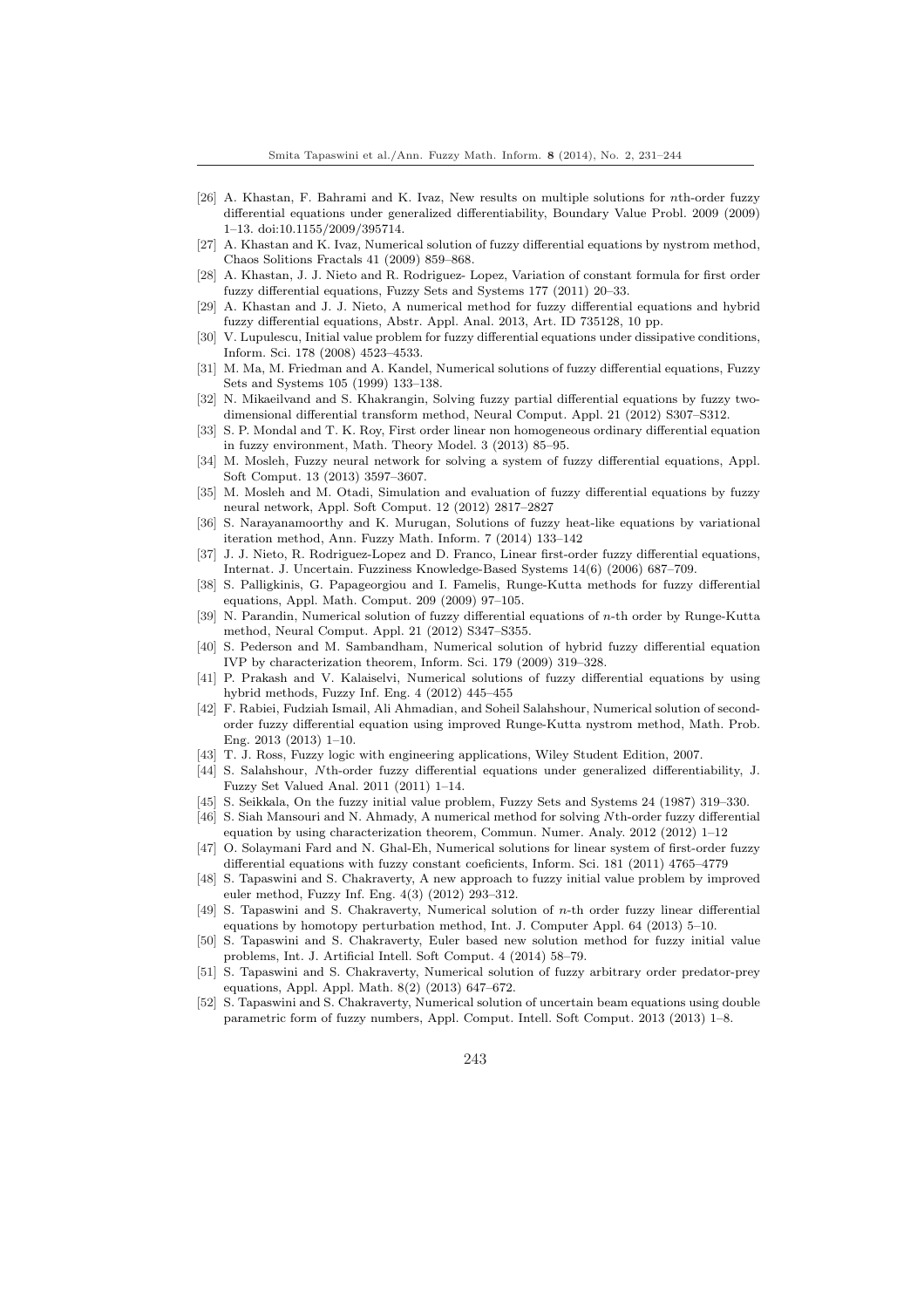[26] A. Khastan, F. Bahrami and K. Ivaz, New results on multiple solutions for $n$th-order fuzzy differential equations under generalized differentiability, Boundary Value Probl. 2009 (2009) 1–13. doi:10.1155/2009/395714.

[27] A. Khastan and K. Ivaz, Numerical solution of fuzzy differential equations by nystrom method, Chaos Solitions Fractals 41 (2009) 859–868.

[28] A. Khastan, J. J. Nieto and R. Rodriguez- Lopez, Variation of constant formula for first order fuzzy differential equations, Fuzzy Sets and Systems 177 (2011) 20–33.

[29] A. Khastan and J. J. Nieto, A numerical method for fuzzy differential equations and hybrid fuzzy differential equations, Abstr. Appl. Anal. 2013, Art. ID 735128, 10 pp.

[30] V. Lupulescu, Initial value problem for fuzzy differential equations under dissipative conditions, Inform. Sci. 178 (2008) 4523–4533.

[31] M. Ma, M. Friedman and A. Kandel, Numerical solutions of fuzzy differential equations, Fuzzy Sets and Systems 105 (1999) 133–138.

[32] N. Mikaeilvand and S. Khakrangin, Solving fuzzy partial differential equations by fuzzy two-dimensional differential transform method, Neural Comput. Appl. 21 (2012) S307–S312.

[33] S. P. Mondal and T. K. Roy, First order linear non homogeneous ordinary differential equation in fuzzy environment, Math. Theory Model. 3 (2013) 85–95.

[34] M. Mosleh, Fuzzy neural network for solving a system of fuzzy differential equations, Appl. Soft Comput. 13 (2013) 3597–3607.

[35] M. Mosleh and M. Otadi, Simulation and evaluation of fuzzy differential equations by fuzzy neural network, Appl. Soft Comput. 12 (2012) 2817–2827

[36] S. Narayanamoorthy and K. Murugan, Solutions of fuzzy heat-like equations by variational iteration method, Ann. Fuzzy Math. Inform. 7 (2014) 133–142

[37] J. J. Nieto, R. Rodriguez-Lopez and D. Franco, Linear first-order fuzzy differential equations, Internat. J. Uncertain. Fuzziness Knowledge-Based Systems 14(6) (2006) 687–709.

[38] S. Palligkinis, G. Papageorgiou and I. Famelis, Runge-Kutta methods for fuzzy differential equations, Appl. Math. Comput. 209 (2009) 97–105.

[39] N. Parandin, Numerical solution of fuzzy differential equations of $n$-th order by Runge-Kutta method, Neural Comput. Appl. 21 (2012) S347–S355.

[40] S. Pederson and M. Sambandham, Numerical solution of hybrid fuzzy differential equation IVP by characterization theorem, Inform. Sci. 179 (2009) 319–328.

[41] P. Prakash and V. Kalaiselvi, Numerical solutions of fuzzy differential equations by using hybrid methods, Fuzzy Inf. Eng. 4 (2012) 445–455

[42] F. Rabiei, Fudziah Ismail, Ali Ahmadian, and Soheil Salahshour, Numerical solution of second-order fuzzy differential equation using improved Runge-Kutta nystrom method, Math. Prob. Eng. 2013 (2013) 1–10.

[43] T. J. Ross, Fuzzy logic with engineering applications, Wiley Student Edition, 2007.

[44] S. Salahshour, $N$th-order fuzzy differential equations under generalized differentiability, J. Fuzzy Set Valued Anal. 2011 (2011) 1–14.

[45] S. Seikkala, On the fuzzy initial value problem, Fuzzy Sets and Systems 24 (1987) 319–330.

[46] S. Siah Mansouri and N. Ahmady, A numerical method for solving $N$th-order fuzzy differential equation by using characterization theorem, Commun. Numer. Analy. 2012 (2012) 1–12

[47] O. Solaymani Fard and N. Ghal-Eh, Numerical solutions for linear system of first-order fuzzy differential equations with fuzzy constant coeficients, Inform. Sci. 181 (2011) 4765–4779

[48] S. Tapaswini and S. Chakraverty, A new approach to fuzzy initial value problem by improved euler method, Fuzzy Inf. Eng. 4(3) (2012) 293–312.

[49] S. Tapaswini and S. Chakraverty, Numerical solution of $n$-th order fuzzy linear differential equations by homotopy perturbation method, Int. J. Computer Appl. 64 (2013) 5–10.

[50] S. Tapaswini and S. Chakraverty, Euler based new solution method for fuzzy initial value problems, Int. J. Artificial Intell. Soft Comput. 4 (2014) 58–79.

[51] S. Tapaswini and S. Chakraverty, Numerical solution of fuzzy arbitrary order predator-prey equations, Appl. Appl. Math. 8(2) (2013) 647–672.

[52] S. Tapaswini and S. Chakraverty, Numerical solution of uncertain beam equations using double parametric form of fuzzy numbers, Appl. Comput. Intell. Soft Comput. 2013 (2013) 1–8.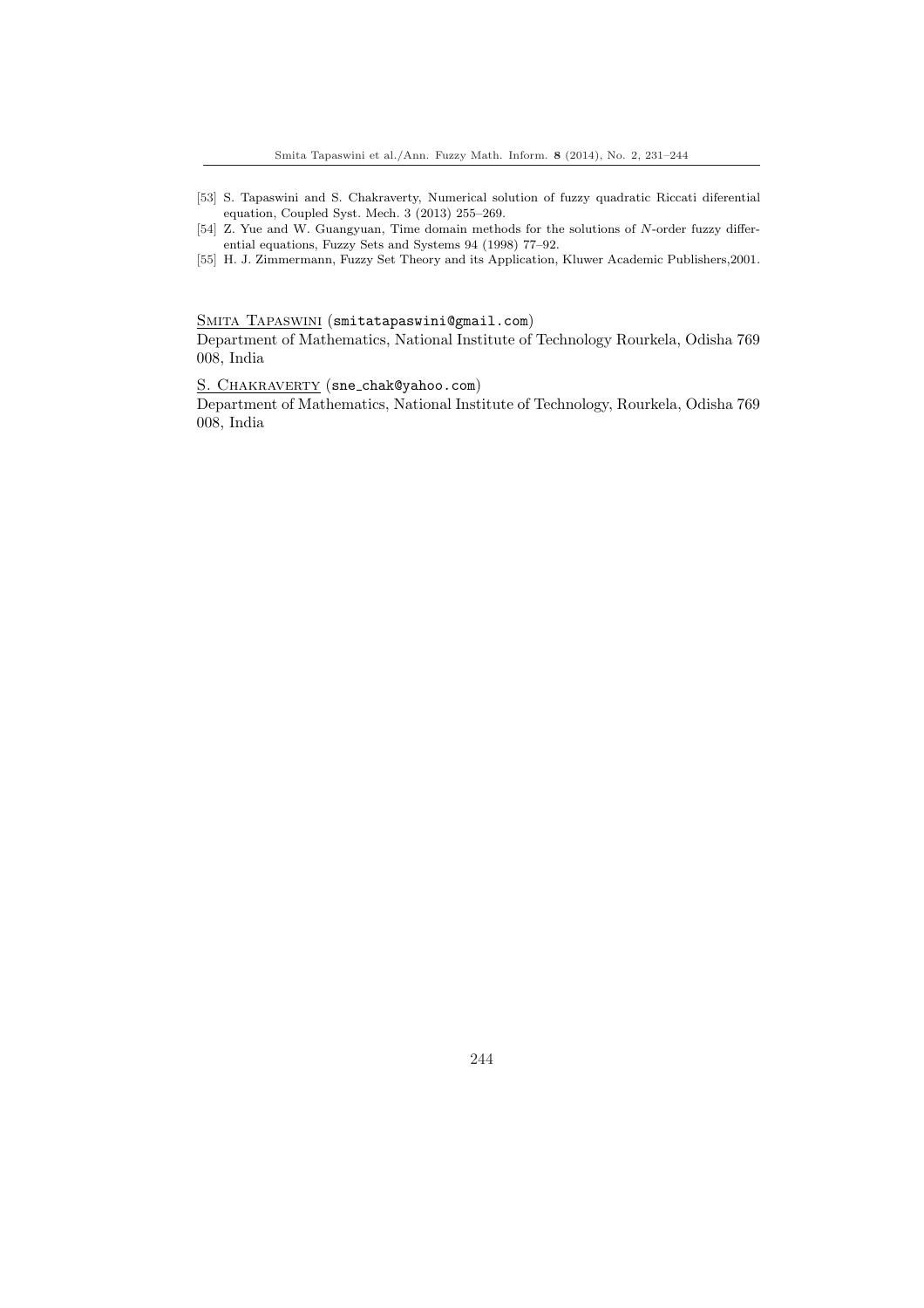[53] S. Tapaswini and S. Chakraverty, Numerical solution of fuzzy quadratic Riccati diferential equation, Coupled Syst. Mech. 3 (2013) 255–269.

[54] Z. Yue and W. Guangyuan, Time domain methods for the solutions of $N$-order fuzzy differential equations, Fuzzy Sets and Systems 94 (1998) 77–92.

[55] H. J. Zimmermann, Fuzzy Set Theory and its Application, Kluwer Academic Publishers,2001.

Smita Tapaswini (smitatapaswini@gmail.com)
Department of Mathematics, National Institute of Technology Rourkela, Odisha 769 008, India

S. Chakraverty (sne_chak@yahoo.com)
Department of Mathematics, National Institute of Technology, Rourkela, Odisha 769 008, India